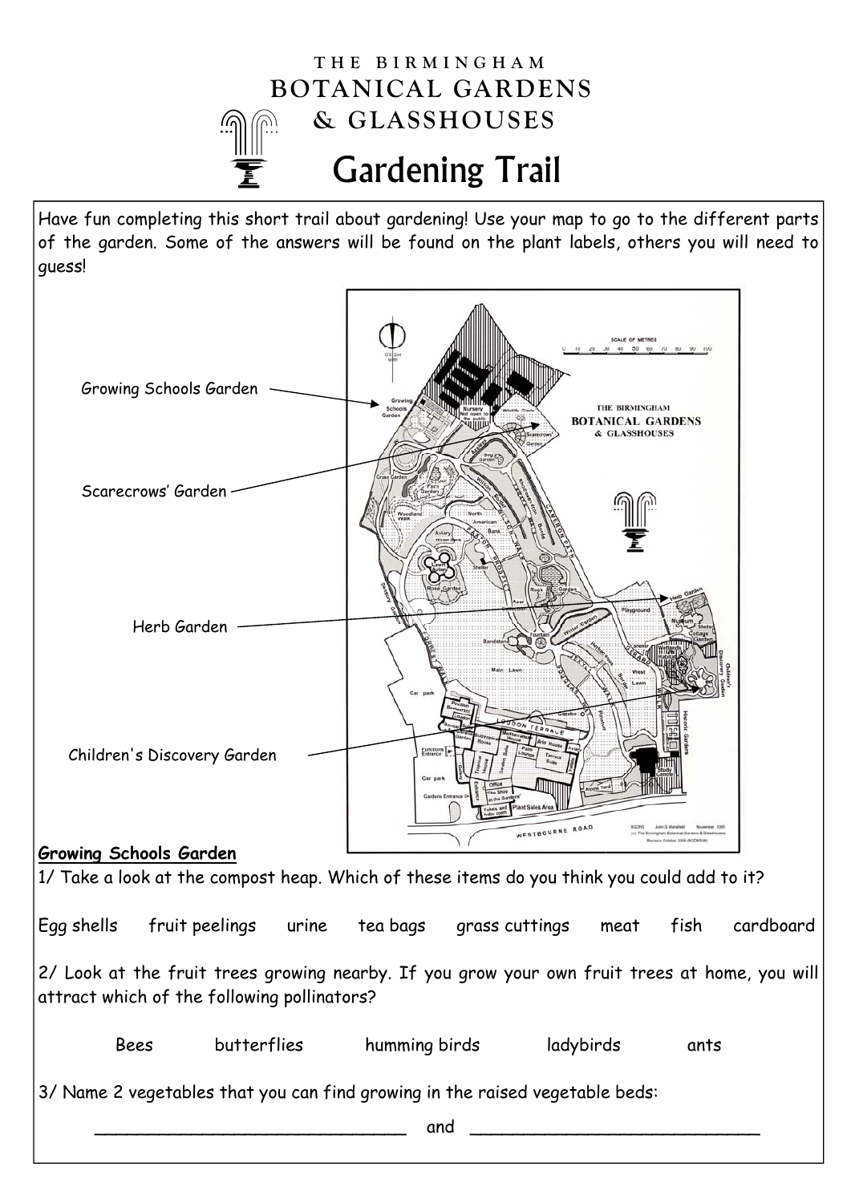THE BIRMINGHAM

BOTANICAL GARDENS

& GLASSHOUSES

# Gardening Trail

Have fun completing this short trail about gardening! Use your map to go to the different parts of the garden. Some of the answers will be found on the plant labels, others you will need to guess!

Growing Schools Garden

Scarecrows' Garden

Herb Garden

Children's Discovery Garden

## Growing Schools Garden

1/ Take a look at the compost heap. Which of these items do you think you could add to it?

Egg shells    fruit peelings    urine    tea bags    grass cuttings    meat    fish    cardboard

2/ Look at the fruit trees growing nearby. If you grow your own fruit trees at home, you will attract which of the following pollinators?

Bees    butterflies    humming birds    ladybirds    ants

3/ Name 2 vegetables that you can find growing in the raised vegetable beds:

______________________________ and ______________________________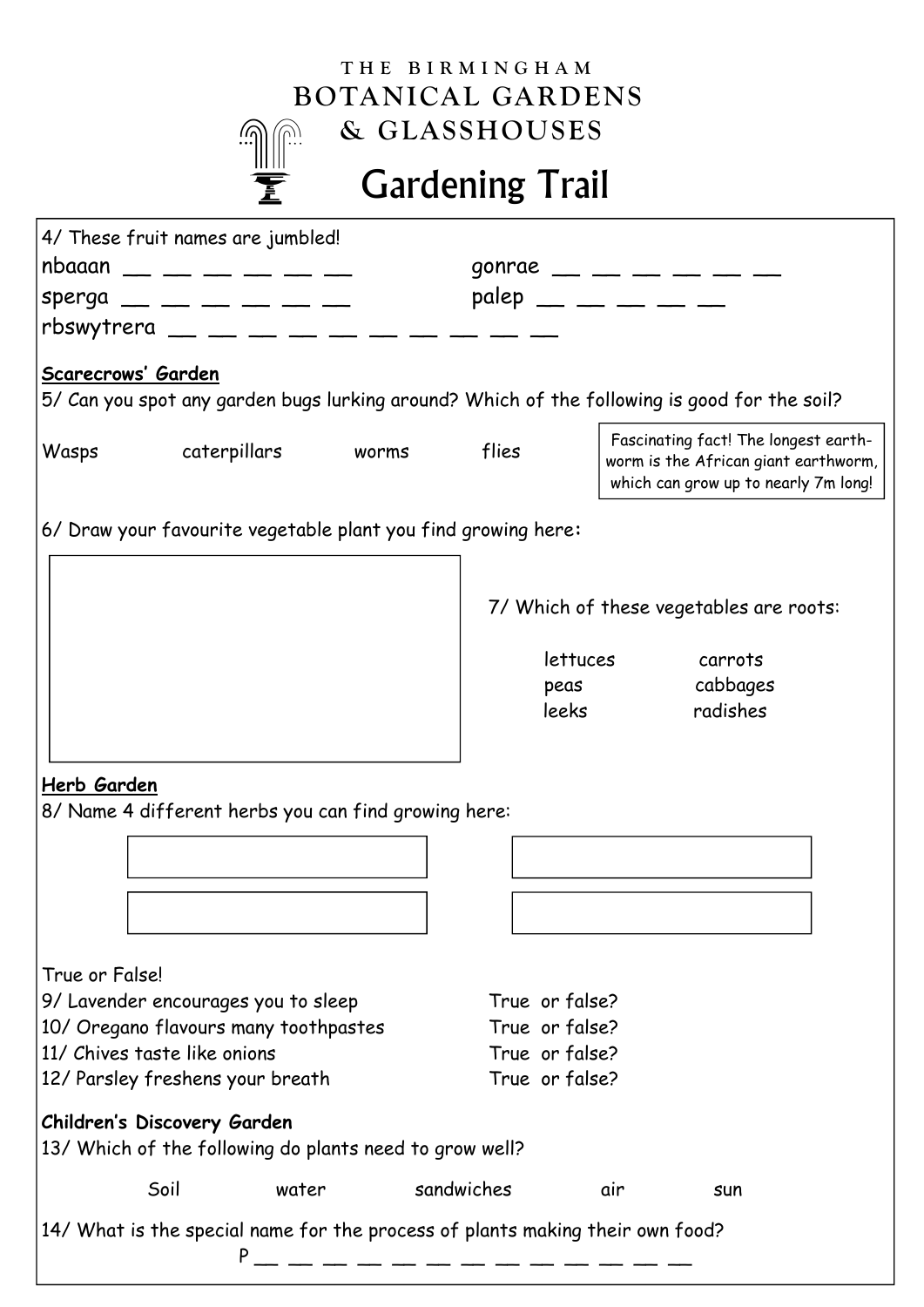THE BIRMINGHAM
BOTANICAL GARDENS
& GLASSHOUSES

# Gardening Trail

4/ These fruit names are jumbled!

nbaaan __ __ __ __ __ __          gonrae __ __ __ __ __ __

sperga __ __ __ __ __ __          palep __ __ __ __ __

rbswytrera __ __ __ __ __ __ __ __ __ __

**Scarecrows' Garden**

5/ Can you spot any garden bugs lurking around? Which of the following is good for the soil?

Wasps          caterpillars          worms          flies

> Fascinating fact! The longest earth-worm is the African giant earthworm, which can grow up to nearly 7m long!

6/ Draw your favourite vegetable plant you find growing here:

7/ Which of these vegetables are roots:

lettuces          carrots
peas          cabbages
leeks          radishes

**Herb Garden**

8/ Name 4 different herbs you can find growing here:

True or False!

9/ Lavender encourages you to sleep          True or false?

10/ Oregano flavours many toothpastes          True or false?

11/ Chives taste like onions          True or false?

12/ Parsley freshens your breath          True or false?

**Children's Discovery Garden**

13/ Which of the following do plants need to grow well?

Soil          water          sandwiches          air          sun

14/ What is the special name for the process of plants making their own food?

P __ __ __ __ __ __ __ __ __ __ __ __ __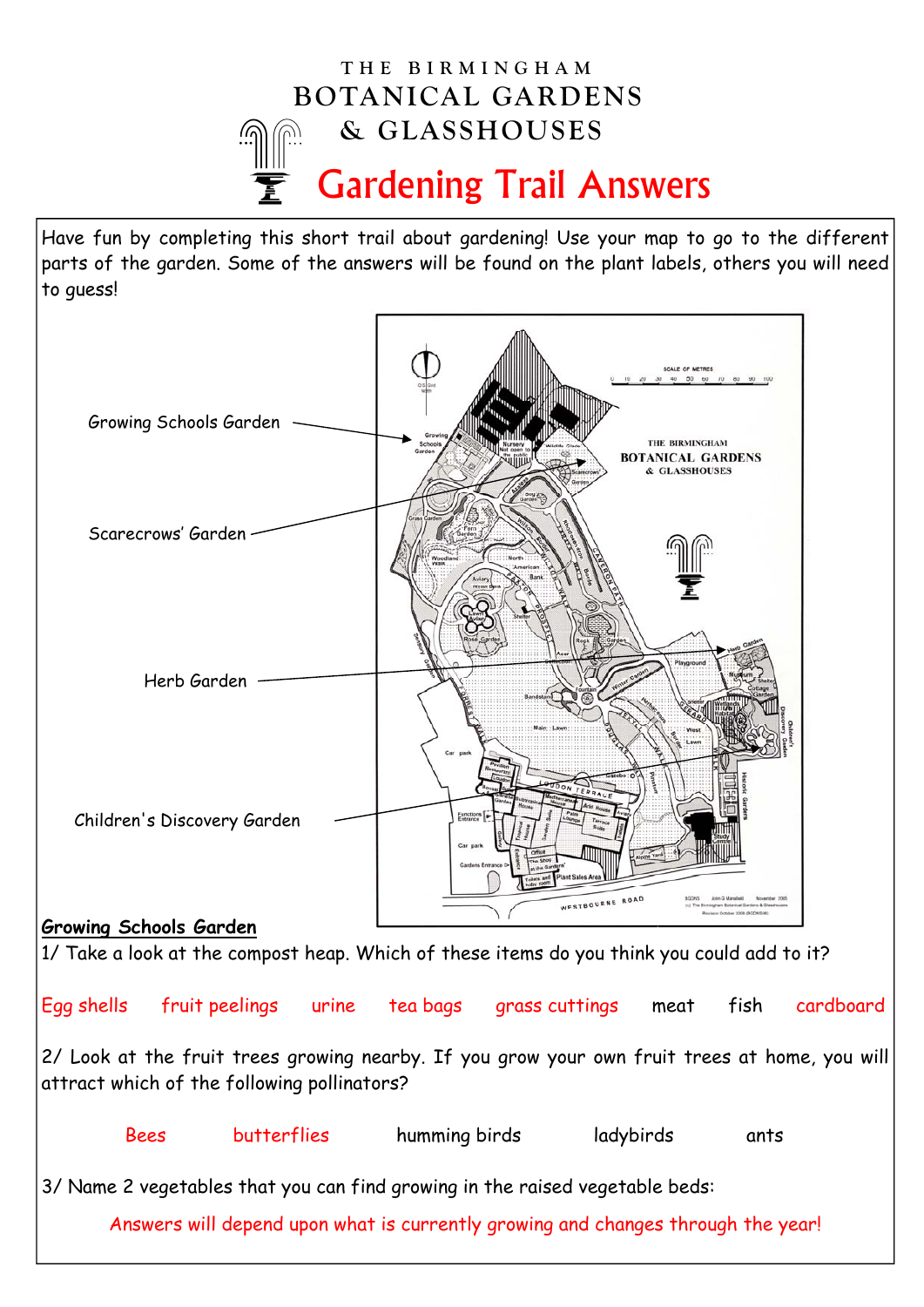THE BIRMINGHAM BOTANICAL GARDENS & GLASSHOUSES

# Gardening Trail Answers

Have fun by completing this short trail about gardening! Use your map to go to the different parts of the garden. Some of the answers will be found on the plant labels, others you will need to guess!

Growing Schools Garden

Scarecrows' Garden

Herb Garden

Children's Discovery Garden

**Growing Schools Garden**

1/ Take a look at the compost heap. Which of these items do you think you could add to it?

Egg shells    fruit peelings    urine    tea bags    grass cuttings    meat    fish    cardboard

2/ Look at the fruit trees growing nearby. If you grow your own fruit trees at home, you will attract which of the following pollinators?

Bees    butterflies    humming birds    ladybirds    ants

3/ Name 2 vegetables that you can find growing in the raised vegetable beds:

Answers will depend upon what is currently growing and changes through the year!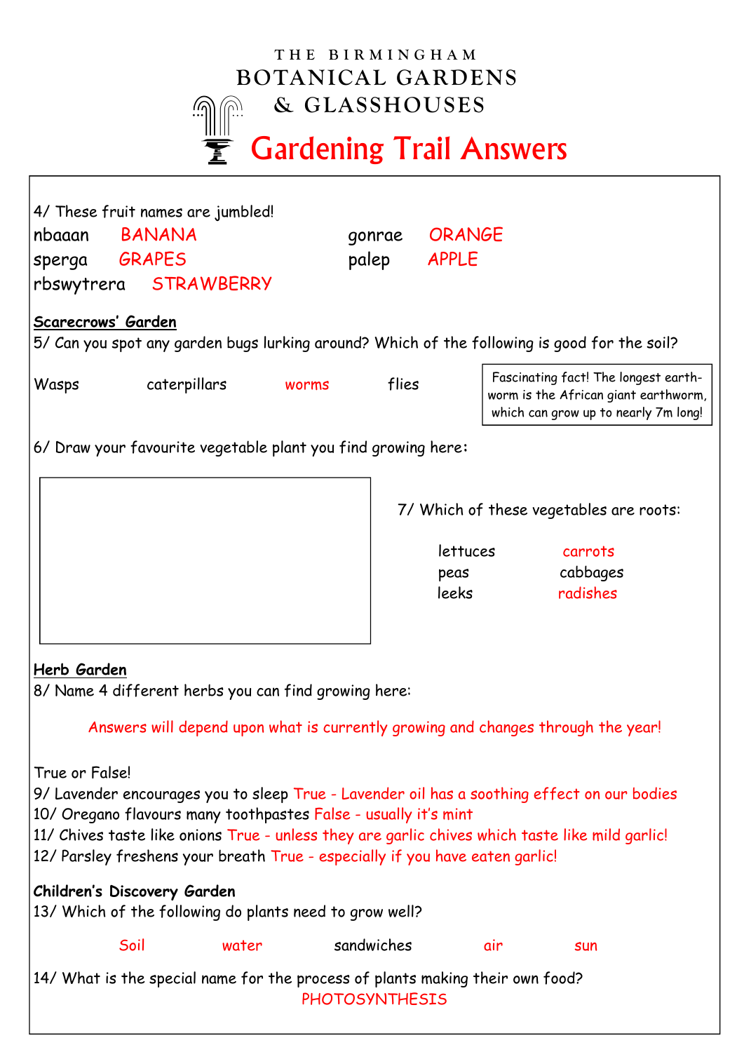THE BIRMINGHAM
BOTANICAL GARDENS
& GLASSHOUSES

# Gardening Trail Answers

4/ These fruit names are jumbled!

nbaaan BANANA

gonrae ORANGE

sperga GRAPES

palep APPLE

rbswytrera STRAWBERRY

**Scarecrows' Garden**

5/ Can you spot any garden bugs lurking around? Which of the following is good for the soil?

Wasps caterpillars worms flies

Fascinating fact! The longest earthworm is the African giant earthworm, which can grow up to nearly 7m long!

6/ Draw your favourite vegetable plant you find growing here:

7/ Which of these vegetables are roots:

lettuces carrots
peas cabbages
leeks radishes

**Herb Garden**

8/ Name 4 different herbs you can find growing here:

Answers will depend upon what is currently growing and changes through the year!

True or False!

9/ Lavender encourages you to sleep True - Lavender oil has a soothing effect on our bodies

10/ Oregano flavours many toothpastes False - usually it's mint

11/ Chives taste like onions True - unless they are garlic chives which taste like mild garlic!

12/ Parsley freshens your breath True - especially if you have eaten garlic!

**Children's Discovery Garden**

13/ Which of the following do plants need to grow well?

Soil water sandwiches air sun

14/ What is the special name for the process of plants making their own food?

PHOTOSYNTHESIS